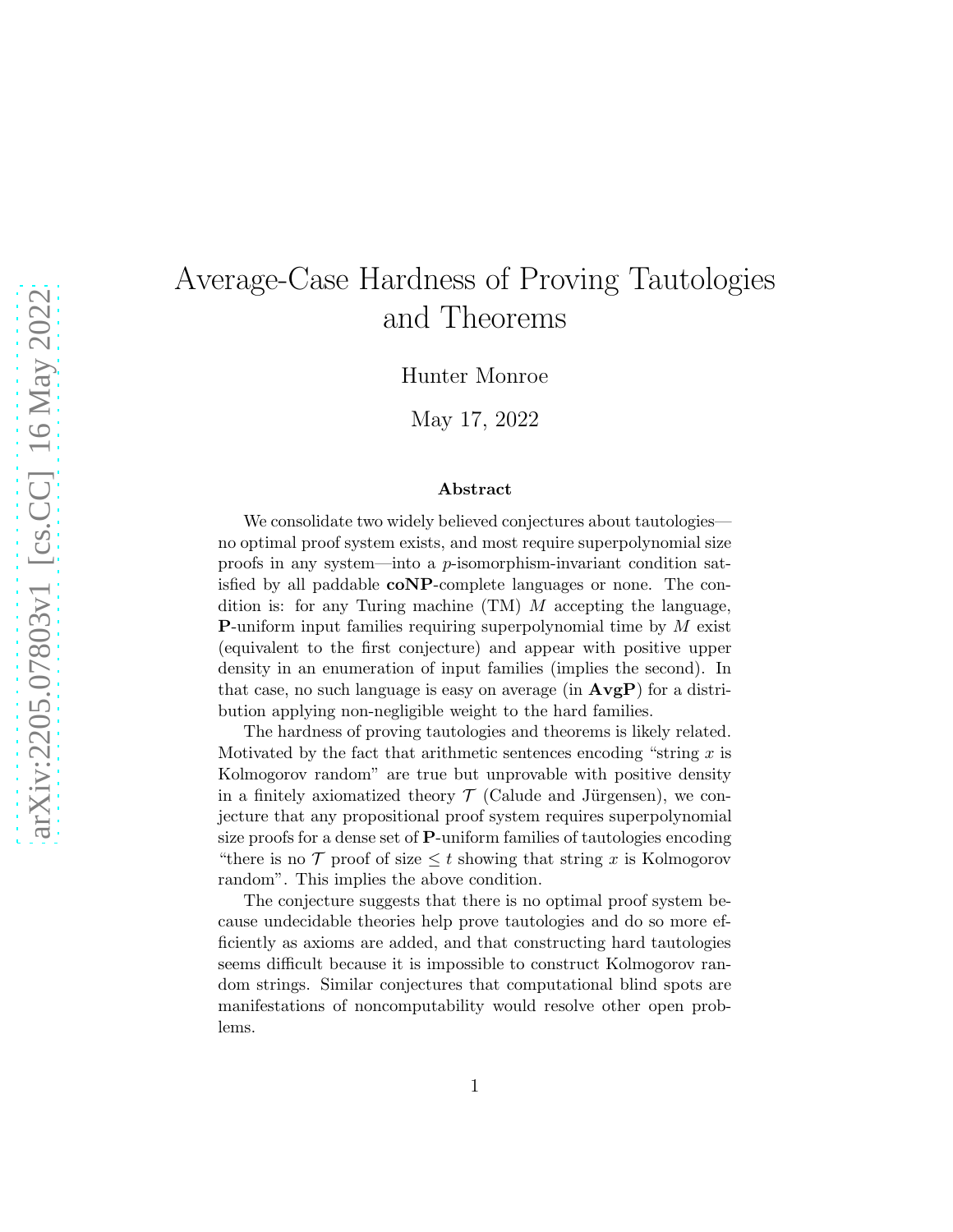# Average-Case Hardness of Proving Tautologies and Theorems

Hunter Monroe

May 17, 2022

### Abstract

We consolidate two widely believed conjectures about tautologies—no optimal proof system exists, and most require superpolynomial size proofs in any system—into a $p$-isomorphism-invariant condition satisfied by all paddable **coNP**-complete languages or none. The condition is: for any Turing machine (TM) $M$ accepting the language, **P**-uniform input families requiring superpolynomial time by $M$ exist (equivalent to the first conjecture) and appear with positive upper density in an enumeration of input families (implies the second). In that case, no such language is easy on average (in **AvgP**) for a distribution applying non-negligible weight to the hard families.

The hardness of proving tautologies and theorems is likely related. Motivated by the fact that arithmetic sentences encoding "string $x$ is Kolmogorov random" are true but unprovable with positive density in a finitely axiomatized theory $\mathcal{T}$ (Calude and Jürgensen), we conjecture that any propositional proof system requires superpolynomial size proofs for a dense set of **P**-uniform families of tautologies encoding "there is no $\mathcal{T}$ proof of size $\leq t$ showing that string $x$ is Kolmogorov random". This implies the above condition.

The conjecture suggests that there is no optimal proof system because undecidable theories help prove tautologies and do so more efficiently as axioms are added, and that constructing hard tautologies seems difficult because it is impossible to construct Kolmogorov random strings. Similar conjectures that computational blind spots are manifestations of noncomputability would resolve other open problems.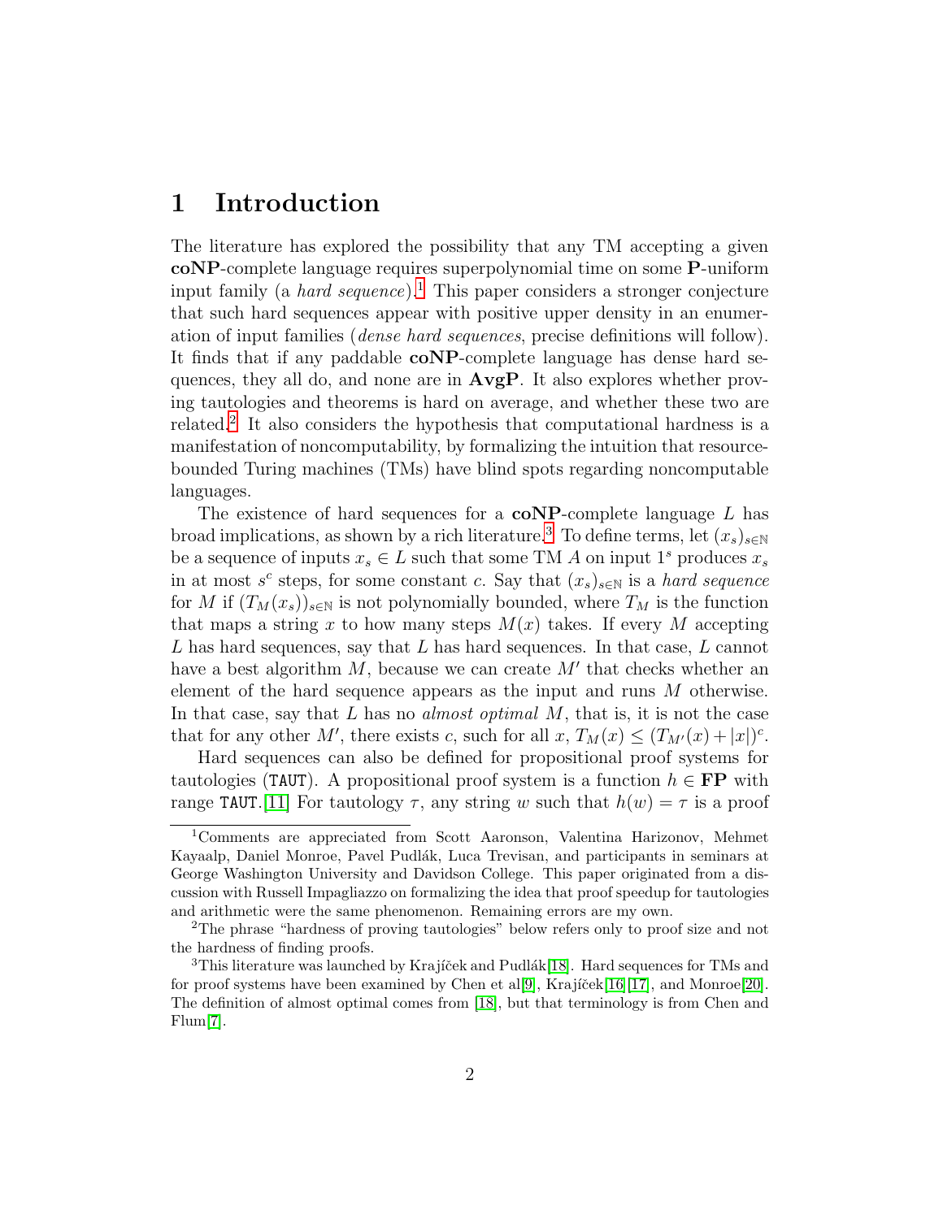# 1 Introduction

The literature has explored the possibility that any TM accepting a given **coNP**-complete language requires superpolynomial time on some **P**-uniform input family (a *hard sequence*).[1] This paper considers a stronger conjecture that such hard sequences appear with positive upper density in an enumeration of input families (*dense hard sequences*, precise definitions will follow). It finds that if any paddable **coNP**-complete language has dense hard sequences, they all do, and none are in **AvgP**. It also explores whether proving tautologies and theorems is hard on average, and whether these two are related.[2] It also considers the hypothesis that computational hardness is a manifestation of noncomputability, by formalizing the intuition that resource-bounded Turing machines (TMs) have blind spots regarding noncomputable languages.

The existence of hard sequences for a **coNP**-complete language $L$ has broad implications, as shown by a rich literature.[3] To define terms, let $(x_s)_{s\in\mathbb{N}}$ be a sequence of inputs $x_s \in L$ such that some TM $A$ on input $1^s$ produces $x_s$ in at most $s^c$ steps, for some constant $c$. Say that $(x_s)_{s\in\mathbb{N}}$ is a *hard sequence* for $M$ if $(T_M(x_s))_{s\in\mathbb{N}}$ is not polynomially bounded, where $T_M$ is the function that maps a string $x$ to how many steps $M(x)$ takes. If every $M$ accepting $L$ has hard sequences, say that $L$ has hard sequences. In that case, $L$ cannot have a best algorithm $M$, because we can create $M'$ that checks whether an element of the hard sequence appears as the input and runs $M$ otherwise. In that case, say that $L$ has no *almost optimal* $M$, that is, it is not the case that for any other $M'$, there exists $c$, such for all $x$, $T_M(x) \leq (T_{M'}(x) + |x|)^c$.

Hard sequences can also be defined for propositional proof systems for tautologies (TAUT). A propositional proof system is a function $h \in$ **FP** with range TAUT.[11] For tautology $\tau$, any string $w$ such that $h(w) = \tau$ is a proof

---

[1] Comments are appreciated from Scott Aaronson, Valentina Harizonov, Mehmet Kayaalp, Daniel Monroe, Pavel Pudlák, Luca Trevisan, and participants in seminars at George Washington University and Davidson College. This paper originated from a discussion with Russell Impagliazzo on formalizing the idea that proof speedup for tautologies and arithmetic were the same phenomenon. Remaining errors are my own.

[2] The phrase "hardness of proving tautologies" below refers only to proof size and not the hardness of finding proofs.

[3] This literature was launched by Krajíček and Pudlák[18]. Hard sequences for TMs and for proof systems have been examined by Chen et al[9], Krajíček[16][17], and Monroe[20]. The definition of almost optimal comes from [18], but that terminology is from Chen and Flum[7].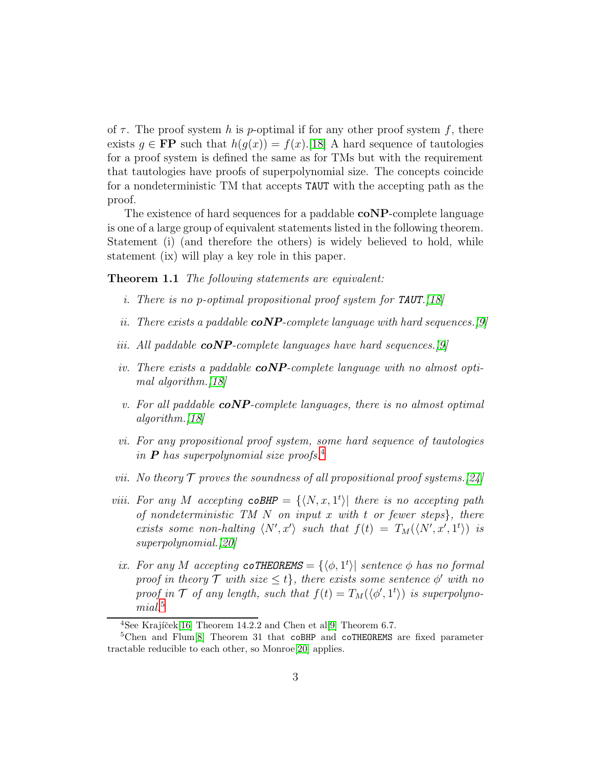of $\tau$. The proof system $h$ is $p$-optimal if for any other proof system $f$, there exists $g \in \mathbf{FP}$ such that $h(g(x)) = f(x)$.[18] A hard sequence of tautologies for a proof system is defined the same as for TMs but with the requirement that tautologies have proofs of superpolynomial size. The concepts coincide for a nondeterministic TM that accepts `TAUT` with the accepting path as the proof.

The existence of hard sequences for a paddable **coNP**-complete language is one of a large group of equivalent statements listed in the following theorem. Statement (i) (and therefore the others) is widely believed to hold, while statement (ix) will play a key role in this paper.

**Theorem 1.1** *The following statements are equivalent:*

i. *There is no p-optimal propositional proof system for* ***TAUT****.[18]*

ii. *There exists a paddable* ***coNP****-complete language with hard sequences.[9]*

iii. *All paddable* ***coNP****-complete languages have hard sequences.[9]*

iv. *There exists a paddable* ***coNP****-complete language with no almost optimal algorithm.[18]*

v. *For all paddable* ***coNP****-complete languages, there is no almost optimal algorithm.[18]*

vi. *For any propositional proof system, some hard sequence of tautologies in* ***P*** *has superpolynomial size proofs.*[4]

vii. *No theory $\mathcal{T}$ proves the soundness of all propositional proof systems.[24]*

viii. *For any $M$ accepting* ***coBHP*** $= \{\langle N, x, 1^t\rangle |$ *there is no accepting path of nondeterministic TM $N$ on input $x$ with $t$ or fewer steps$\}$, there exists some non-halting $\langle N', x'\rangle$ such that $f(t) = T_M(\langle N', x', 1^t\rangle)$ is superpolynomial.[20]*

ix. *For any $M$ accepting* ***coTHEOREMS*** $= \{\langle \phi, 1^t\rangle |$ *sentence $\phi$ has no formal proof in theory $\mathcal{T}$ with size $\leq t\}$, there exists some sentence $\phi'$ with no proof in $\mathcal{T}$ of any length, such that $f(t) = T_M(\langle \phi', 1^t\rangle)$ is superpolynomial.*[5]

---

[4] See Krajíček[16] Theorem 14.2.2 and Chen et al[9] Theorem 6.7.

[5] Chen and Flum[8] Theorem 31 that `coBHP` and `coTHEOREMS` are fixed parameter tractable reducible to each other, so Monroe[20] applies.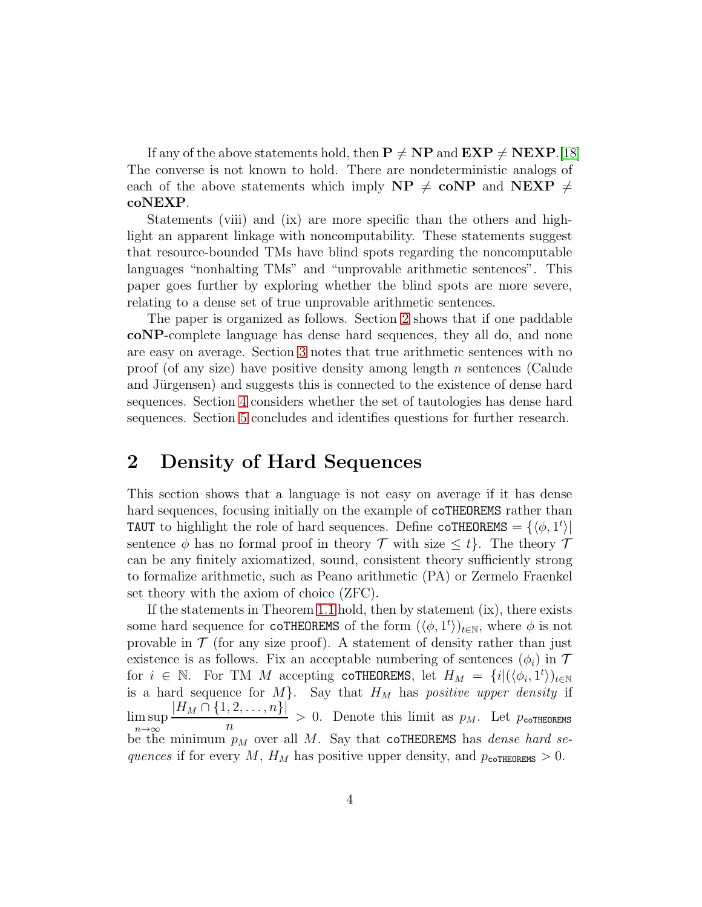If any of the above statements hold, then $\mathbf{P} \neq \mathbf{NP}$ and $\mathbf{EXP} \neq \mathbf{NEXP}$.[18] The converse is not known to hold. There are nondeterministic analogs of each of the above statements which imply $\mathbf{NP} \neq \mathbf{coNP}$ and $\mathbf{NEXP} \neq \mathbf{coNEXP}$.

Statements (viii) and (ix) are more specific than the others and highlight an apparent linkage with noncomputability. These statements suggest that resource-bounded TMs have blind spots regarding the noncomputable languages "nonhalting TMs" and "unprovable arithmetic sentences". This paper goes further by exploring whether the blind spots are more severe, relating to a dense set of true unprovable arithmetic sentences.

The paper is organized as follows. Section 2 shows that if one paddable **coNP**-complete language has dense hard sequences, they all do, and none are easy on average. Section 3 notes that true arithmetic sentences with no proof (of any size) have positive density among length $n$ sentences (Calude and Jürgensen) and suggests this is connected to the existence of dense hard sequences. Section 4 considers whether the set of tautologies has dense hard sequences. Section 5 concludes and identifies questions for further research.

## 2 Density of Hard Sequences

This section shows that a language is not easy on average if it has dense hard sequences, focusing initially on the example of `coTHEOREMS` rather than `TAUT` to highlight the role of hard sequences. Define $\texttt{coTHEOREMS} = \{\langle \phi, 1^t \rangle |$ sentence $\phi$ has no formal proof in theory $\mathcal{T}$ with size $\leq t\}$. The theory $\mathcal{T}$ can be any finitely axiomatized, sound, consistent theory sufficiently strong to formalize arithmetic, such as Peano arithmetic (PA) or Zermelo Fraenkel set theory with the axiom of choice (ZFC).

If the statements in Theorem 1.1 hold, then by statement (ix), there exists some hard sequence for `coTHEOREMS` of the form $(\langle \phi, 1^t \rangle)_{t \in \mathbb{N}}$, where $\phi$ is not provable in $\mathcal{T}$ (for any size proof). A statement of density rather than just existence is as follows. Fix an acceptable numbering of sentences $(\phi_i)$ in $\mathcal{T}$ for $i \in \mathbb{N}$. For TM $M$ accepting `coTHEOREMS`, let $H_M = \{i | (\langle \phi_i, 1^t \rangle)_{t \in \mathbb{N}}$ is a hard sequence for $M\}$. Say that $H_M$ has *positive upper density* if $\limsup_{n \to \infty} \frac{|H_M \cap \{1, 2, \ldots, n\}|}{n} > 0$. Denote this limit as $p_M$. Let $p_{\texttt{coTHEOREMS}}$ be the minimum $p_M$ over all $M$. Say that `coTHEOREMS` has *dense hard sequences* if for every $M$, $H_M$ has positive upper density, and $p_{\texttt{coTHEOREMS}} > 0$.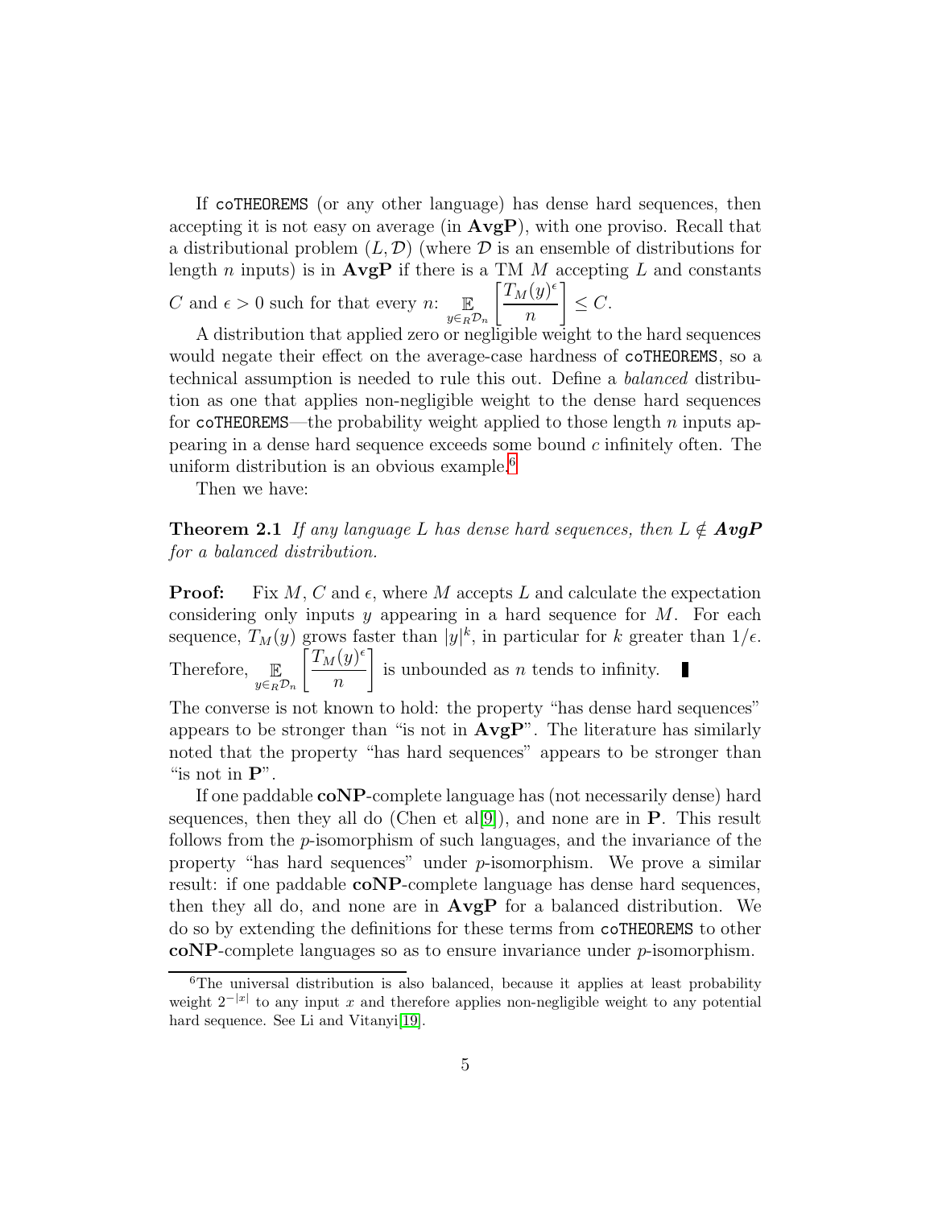If `coTHEOREMS` (or any other language) has dense hard sequences, then accepting it is not easy on average (in **AvgP**), with one proviso. Recall that a distributional problem $(L, \mathcal{D})$ (where $\mathcal{D}$ is an ensemble of distributions for length $n$ inputs) is in **AvgP** if there is a TM $M$ accepting $L$ and constants $C$ and $\epsilon > 0$ such for that every $n$: $\mathop{\mathbb{E}}_{y \in_R \mathcal{D}_n} \left[ \dfrac{T_M(y)^\epsilon}{n} \right] \leq C$.

A distribution that applied zero or negligible weight to the hard sequences would negate their effect on the average-case hardness of `coTHEOREMS`, so a technical assumption is needed to rule this out. Define a *balanced* distribution as one that applies non-negligible weight to the dense hard sequences for `coTHEOREMS`—the probability weight applied to those length $n$ inputs appearing in a dense hard sequence exceeds some bound $c$ infinitely often. The uniform distribution is an obvious example.[6]

Then we have:

**Theorem 2.1** *If any language $L$ has dense hard sequences, then $L \notin$ **AvgP** for a balanced distribution.*

**Proof:** Fix $M$, $C$ and $\epsilon$, where $M$ accepts $L$ and calculate the expectation considering only inputs $y$ appearing in a hard sequence for $M$. For each sequence, $T_M(y)$ grows faster than $|y|^k$, in particular for $k$ greater than $1/\epsilon$. Therefore, $\mathop{\mathbb{E}}_{y \in_R \mathcal{D}_n} \left[ \dfrac{T_M(y)^\epsilon}{n} \right]$ is unbounded as $n$ tends to infinity. ∎

The converse is not known to hold: the property "has dense hard sequences" appears to be stronger than "is not in **AvgP**". The literature has similarly noted that the property "has hard sequences" appears to be stronger than "is not in **P**".

If one paddable **coNP**-complete language has (not necessarily dense) hard sequences, then they all do (Chen et al[9]), and none are in **P**. This result follows from the $p$-isomorphism of such languages, and the invariance of the property "has hard sequences" under $p$-isomorphism. We prove a similar result: if one paddable **coNP**-complete language has dense hard sequences, then they all do, and none are in **AvgP** for a balanced distribution. We do so by extending the definitions for these terms from `coTHEOREMS` to other **coNP**-complete languages so as to ensure invariance under $p$-isomorphism.

---

[6] The universal distribution is also balanced, because it applies at least probability weight $2^{-|x|}$ to any input $x$ and therefore applies non-negligible weight to any potential hard sequence. See Li and Vitanyi[19].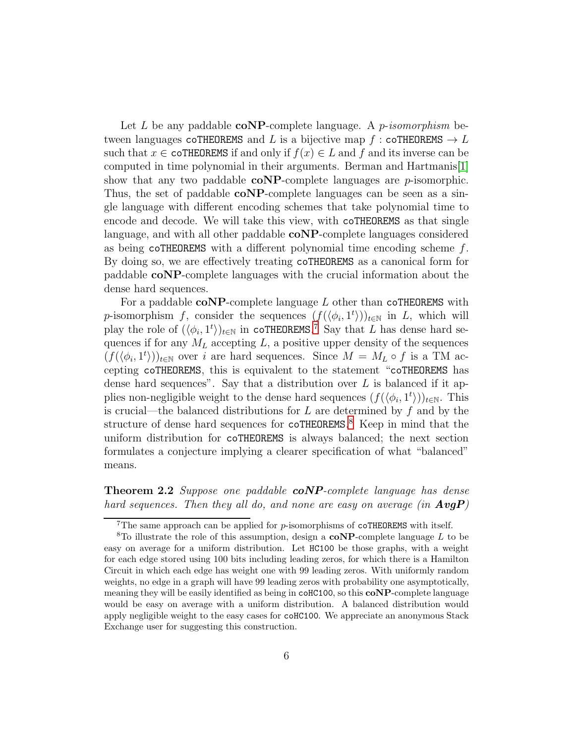Let $L$ be any paddable **coNP**-complete language. A *p-isomorphism* between languages `coTHEOREMS` and $L$ is a bijective map $f : \texttt{coTHEOREMS} \to L$ such that $x \in \texttt{coTHEOREMS}$ if and only if $f(x) \in L$ and $f$ and its inverse can be computed in time polynomial in their arguments. Berman and Hartmanis[1] show that any two paddable **coNP**-complete languages are $p$-isomorphic. Thus, the set of paddable **coNP**-complete languages can be seen as a single language with different encoding schemes that take polynomial time to encode and decode. We will take this view, with `coTHEOREMS` as that single language, and with all other paddable **coNP**-complete languages considered as being `coTHEOREMS` with a different polynomial time encoding scheme $f$. By doing so, we are effectively treating `coTHEOREMS` as a canonical form for paddable **coNP**-complete languages with the crucial information about the dense hard sequences.

For a paddable **coNP**-complete language $L$ other than `coTHEOREMS` with $p$-isomorphism $f$, consider the sequences $(f(\langle \phi_i, 1^t \rangle))_{t \in \mathbb{N}}$ in $L$, which will play the role of $(\langle \phi_i, 1^t \rangle)_{t \in \mathbb{N}}$ in `coTHEOREMS`.[7] Say that $L$ has dense hard sequences if for any $M_L$ accepting $L$, a positive upper density of the sequences $(f(\langle \phi_i, 1^t \rangle))_{t \in \mathbb{N}}$ over $i$ are hard sequences. Since $M = M_L \circ f$ is a TM accepting `coTHEOREMS`, this is equivalent to the statement "`coTHEOREMS` has dense hard sequences". Say that a distribution over $L$ is balanced if it applies non-negligible weight to the dense hard sequences $(f(\langle \phi_i, 1^t \rangle))_{t \in \mathbb{N}}$. This is crucial—the balanced distributions for $L$ are determined by $f$ and by the structure of dense hard sequences for `coTHEOREMS`.[8] Keep in mind that the uniform distribution for `coTHEOREMS` is always balanced; the next section formulates a conjecture implying a clearer specification of what "balanced" means.

**Theorem 2.2** *Suppose one paddable **coNP**-complete language has dense hard sequences. Then they all do, and none are easy on average (in **AvgP**)*

---

[7] The same approach can be applied for $p$-isomorphisms of `coTHEOREMS` with itself.

[8] To illustrate the role of this assumption, design a **coNP**-complete language $L$ to be easy on average for a uniform distribution. Let `HC100` be those graphs, with a weight for each edge stored using 100 bits including leading zeros, for which there is a Hamilton Circuit in which each edge has weight one with 99 leading zeros. With uniformly random weights, no edge in a graph will have 99 leading zeros with probability one asymptotically, meaning they will be easily identified as being in `coHC100`, so this **coNP**-complete language would be easy on average with a uniform distribution. A balanced distribution would apply negligible weight to the easy cases for `coHC100`. We appreciate an anonymous Stack Exchange user for suggesting this construction.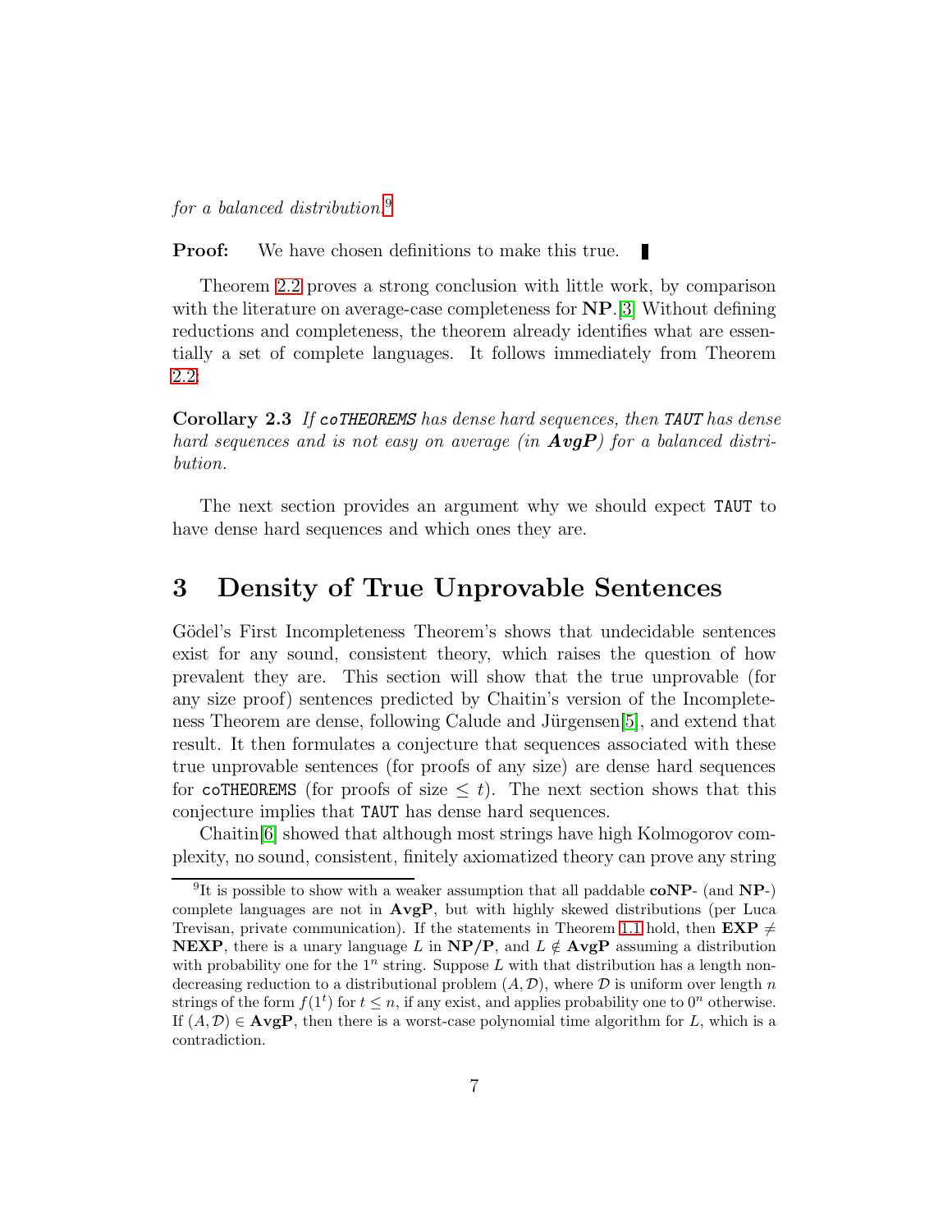*for a balanced distribution.*[9]

**Proof:** We have chosen definitions to make this true. ∎

Theorem 2.2 proves a strong conclusion with little work, by comparison with the literature on average-case completeness for **NP**.[3] Without defining reductions and completeness, the theorem already identifies what are essentially a set of complete languages. It follows immediately from Theorem 2.2:

**Corollary 2.3** *If `coTHEOREMS` has dense hard sequences, then `TAUT` has dense hard sequences and is not easy on average (in **AvgP**) for a balanced distribution.*

The next section provides an argument why we should expect `TAUT` to have dense hard sequences and which ones they are.

# 3 Density of True Unprovable Sentences

Gödel's First Incompleteness Theorem's shows that undecidable sentences exist for any sound, consistent theory, which raises the question of how prevalent they are. This section will show that the true unprovable (for any size proof) sentences predicted by Chaitin's version of the Incompleteness Theorem are dense, following Calude and Jürgensen[5], and extend that result. It then formulates a conjecture that sequences associated with these true unprovable sentences (for proofs of any size) are dense hard sequences for `coTHEOREMS` (for proofs of size $\leq t$). The next section shows that this conjecture implies that `TAUT` has dense hard sequences.

Chaitin[6] showed that although most strings have high Kolmogorov complexity, no sound, consistent, finitely axiomatized theory can prove any string

---

[9] It is possible to show with a weaker assumption that all paddable **coNP**- (and **NP**-) complete languages are not in **AvgP**, but with highly skewed distributions (per Luca Trevisan, private communication). If the statements in Theorem 1.1 hold, then **EXP** $\neq$ **NEXP**, there is a unary language $L$ in **NP/P**, and $L \notin$ **AvgP** assuming a distribution with probability one for the $1^n$ string. Suppose $L$ with that distribution has a length non-decreasing reduction to a distributional problem $(A, \mathcal{D})$, where $\mathcal{D}$ is uniform over length $n$ strings of the form $f(1^t)$ for $t \leq n$, if any exist, and applies probability one to $0^n$ otherwise. If $(A, \mathcal{D}) \in$ **AvgP**, then there is a worst-case polynomial time algorithm for $L$, which is a contradiction.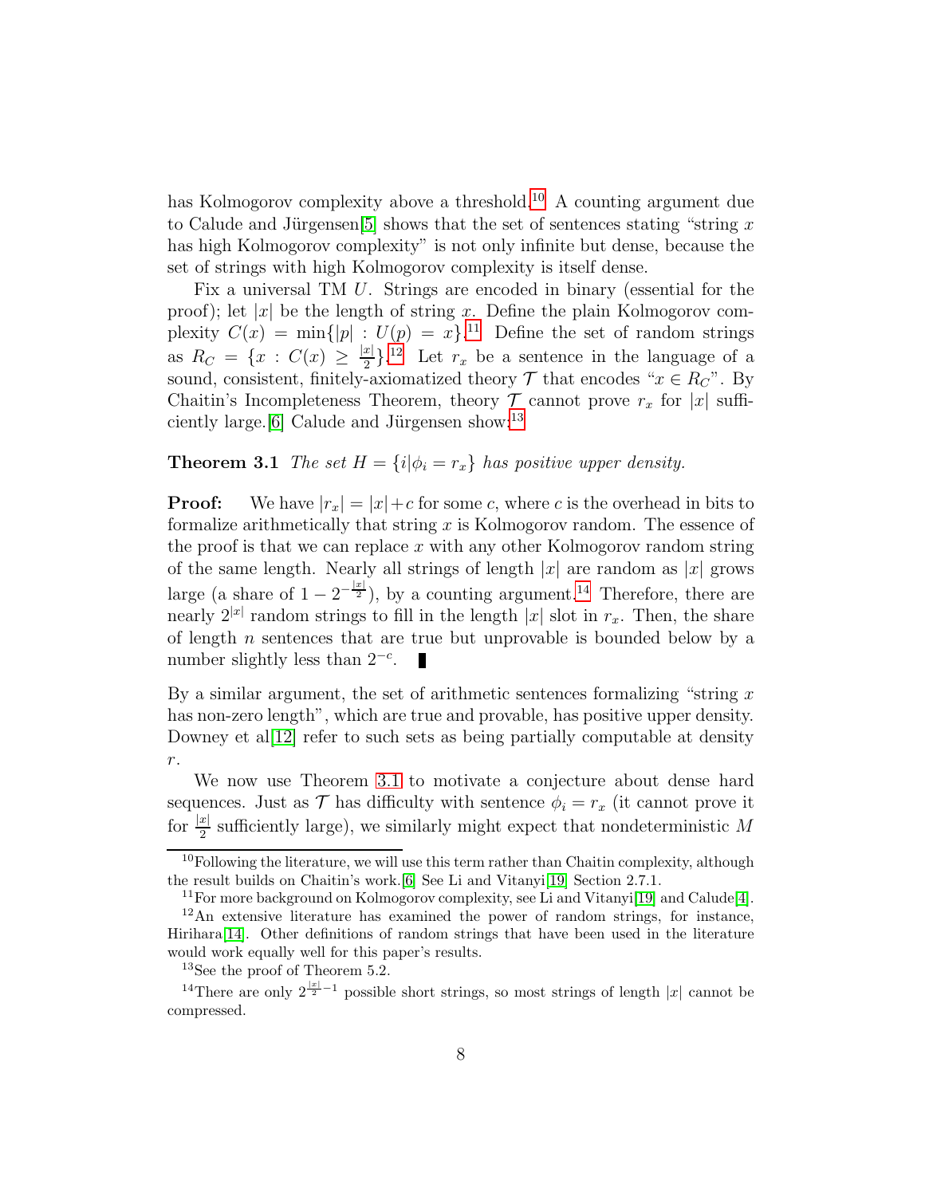has Kolmogorov complexity above a threshold.[10] A counting argument due to Calude and Jürgensen[5] shows that the set of sentences stating "string $x$ has high Kolmogorov complexity" is not only infinite but dense, because the set of strings with high Kolmogorov complexity is itself dense.

Fix a universal TM $U$. Strings are encoded in binary (essential for the proof); let $|x|$ be the length of string $x$. Define the plain Kolmogorov complexity $C(x) = \min\{|p| : U(p) = x\}$.[11] Define the set of random strings as $R_C = \{x : C(x) \geq \frac{|x|}{2}\}$.[12] Let $r_x$ be a sentence in the language of a sound, consistent, finitely-axiomatized theory $\mathcal{T}$ that encodes "$x \in R_C$". By Chaitin's Incompleteness Theorem, theory $\mathcal{T}$ cannot prove $r_x$ for $|x|$ sufficiently large.[6] Calude and Jürgensen show:[13]

**Theorem 3.1** *The set $H = \{i | \phi_i = r_x\}$ has positive upper density.*

**Proof:** We have $|r_x| = |x| + c$ for some $c$, where $c$ is the overhead in bits to formalize arithmetically that string $x$ is Kolmogorov random. The essence of the proof is that we can replace $x$ with any other Kolmogorov random string of the same length. Nearly all strings of length $|x|$ are random as $|x|$ grows large (a share of $1 - 2^{-\frac{|x|}{2}}$), by a counting argument.[14] Therefore, there are nearly $2^{|x|}$ random strings to fill in the length $|x|$ slot in $r_x$. Then, the share of length $n$ sentences that are true but unprovable is bounded below by a number slightly less than $2^{-c}$. ∎

By a similar argument, the set of arithmetic sentences formalizing "string $x$ has non-zero length", which are true and provable, has positive upper density. Downey et al[12] refer to such sets as being partially computable at density $r$.

We now use Theorem 3.1 to motivate a conjecture about dense hard sequences. Just as $\mathcal{T}$ has difficulty with sentence $\phi_i = r_x$ (it cannot prove it for $\frac{|x|}{2}$ sufficiently large), we similarly might expect that nondeterministic $M$

[10] Following the literature, we will use this term rather than Chaitin complexity, although the result builds on Chaitin's work.[6] See Li and Vitanyi[19] Section 2.7.1.

[11] For more background on Kolmogorov complexity, see Li and Vitanyi[19] and Calude[4].

[12] An extensive literature has examined the power of random strings, for instance, Hirihara[14]. Other definitions of random strings that have been used in the literature would work equally well for this paper's results.

[13] See the proof of Theorem 5.2.

[14] There are only $2^{\frac{|x|}{2}-1}$ possible short strings, so most strings of length $|x|$ cannot be compressed.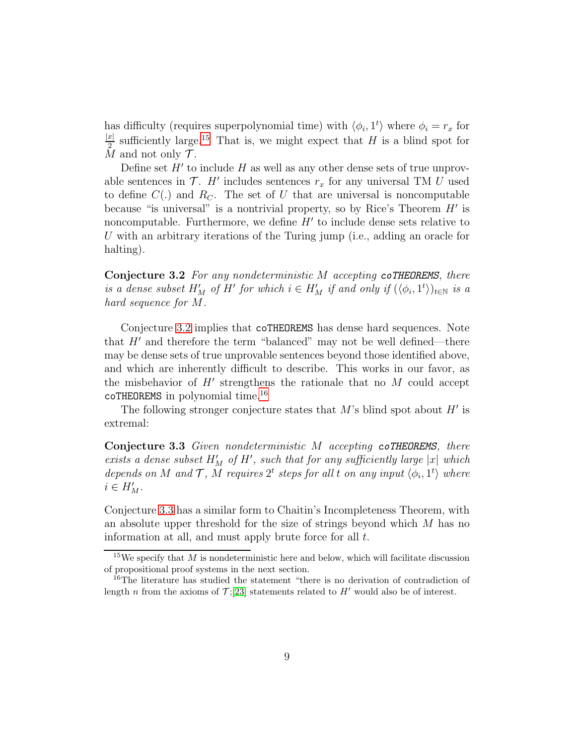has difficulty (requires superpolynomial time) with $\langle \phi_i, 1^t \rangle$ where $\phi_i = r_x$ for $\frac{|x|}{2}$ sufficiently large.[15] That is, we might expect that $H$ is a blind spot for $M$ and not only $\mathcal{T}$.

Define set $H'$ to include $H$ as well as any other dense sets of true unprovable sentences in $\mathcal{T}$. $H'$ includes sentences $r_x$ for any universal TM $U$ used to define $C(.)$ and $R_C$. The set of $U$ that are universal is noncomputable because "is universal" is a nontrivial property, so by Rice's Theorem $H'$ is noncomputable. Furthermore, we define $H'$ to include dense sets relative to $U$ with an arbitrary iterations of the Turing jump (i.e., adding an oracle for halting).

**Conjecture 3.2** *For any nondeterministic $M$ accepting* ***coTHEOREMS****, there is a dense subset $H'_M$ of $H'$ for which $i \in H'_M$ if and only if $(\langle \phi_i, 1^t \rangle)_{t \in \mathbb{N}}$ is a hard sequence for $M$.*

Conjecture 3.2 implies that `coTHEOREMS` has dense hard sequences. Note that $H'$ and therefore the term "balanced" may not be well defined—there may be dense sets of true unprovable sentences beyond those identified above, and which are inherently difficult to describe. This works in our favor, as the misbehavior of $H'$ strengthens the rationale that no $M$ could accept `coTHEOREMS` in polynomial time.[16]

The following stronger conjecture states that $M$'s blind spot about $H'$ is extremal:

**Conjecture 3.3** *Given nondeterministic $M$ accepting* ***coTHEOREMS****, there exists a dense subset $H'_M$ of $H'$, such that for any sufficiently large $|x|$ which depends on $M$ and $\mathcal{T}$, $M$ requires $2^t$ steps for all $t$ on any input $\langle \phi_i, 1^t \rangle$ where $i \in H'_M$.*

Conjecture 3.3 has a similar form to Chaitin's Incompleteness Theorem, with an absolute upper threshold for the size of strings beyond which $M$ has no information at all, and must apply brute force for all $t$.

---

[15] We specify that $M$ is nondeterministic here and below, which will facilitate discussion of propositional proof systems in the next section.

[16] The literature has studied the statement "there is no derivation of contradiction of length $n$ from the axioms of $\mathcal{T}$;[23] statements related to $H'$ would also be of interest.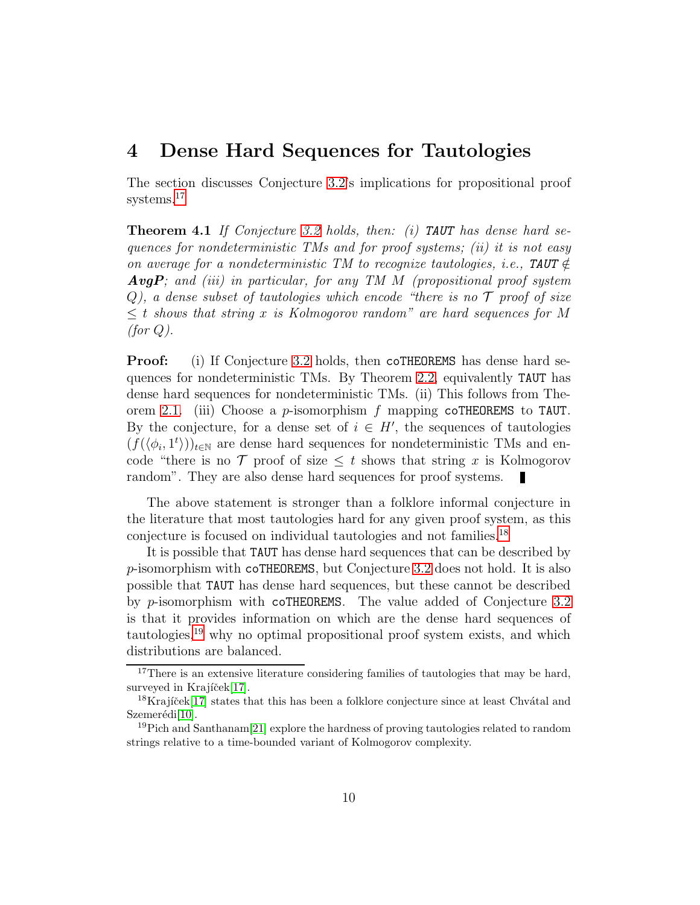# 4 Dense Hard Sequences for Tautologies

The section discusses Conjecture 3.2's implications for propositional proof systems.[17]

**Theorem 4.1** *If Conjecture 3.2 holds, then: (i)* ***TAUT*** *has dense hard sequences for nondeterministic TMs and for proof systems; (ii) it is not easy on average for a nondeterministic TM to recognize tautologies, i.e.,* ***TAUT*** $\notin$ ***AvgP****; and (iii) in particular, for any TM $M$ (propositional proof system $Q$), a dense subset of tautologies which encode "there is no $\mathcal{T}$ proof of size $\leq t$ shows that string $x$ is Kolmogorov random" are hard sequences for $M$ (for $Q$).*

**Proof:** (i) If Conjecture 3.2 holds, then `coTHEOREMS` has dense hard sequences for nondeterministic TMs. By Theorem 2.2, equivalently `TAUT` has dense hard sequences for nondeterministic TMs. (ii) This follows from Theorem 2.1. (iii) Choose a $p$-isomorphism $f$ mapping `coTHEOREMS` to `TAUT`. By the conjecture, for a dense set of $i \in H'$, the sequences of tautologies $(f(\langle \phi_i, 1^t \rangle))_{t \in \mathbb{N}}$ are dense hard sequences for nondeterministic TMs and encode "there is no $\mathcal{T}$ proof of size $\leq t$ shows that string $x$ is Kolmogorov random". They are also dense hard sequences for proof systems. ∎

The above statement is stronger than a folklore informal conjecture in the literature that most tautologies hard for any given proof system, as this conjecture is focused on individual tautologies and not families.[18]

It is possible that `TAUT` has dense hard sequences that can be described by $p$-isomorphism with `coTHEOREMS`, but Conjecture 3.2 does not hold. It is also possible that `TAUT` has dense hard sequences, but these cannot be described by $p$-isomorphism with `coTHEOREMS`. The value added of Conjecture 3.2 is that it provides information on which are the dense hard sequences of tautologies,[19] why no optimal propositional proof system exists, and which distributions are balanced.

---

[17] There is an extensive literature considering families of tautologies that may be hard, surveyed in Krajíček[17].

[18] Krajíček[17] states that this has been a folklore conjecture since at least Chvátal and Szemerédi[10].

[19] Pich and Santhanam[21] explore the hardness of proving tautologies related to random strings relative to a time-bounded variant of Kolmogorov complexity.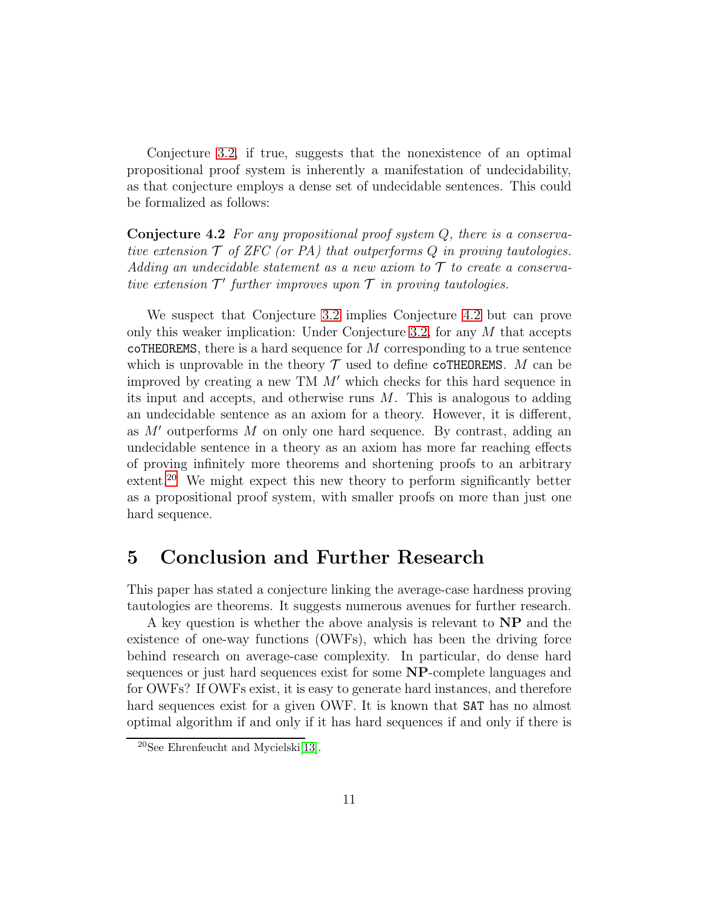Conjecture 3.2, if true, suggests that the nonexistence of an optimal propositional proof system is inherently a manifestation of undecidability, as that conjecture employs a dense set of undecidable sentences. This could be formalized as follows:

**Conjecture 4.2** *For any propositional proof system $Q$, there is a conservative extension $\mathcal{T}$ of ZFC (or PA) that outperforms $Q$ in proving tautologies. Adding an undecidable statement as a new axiom to $\mathcal{T}$ to create a conservative extension $\mathcal{T}'$ further improves upon $\mathcal{T}$ in proving tautologies.*

We suspect that Conjecture 3.2 implies Conjecture 4.2 but can prove only this weaker implication: Under Conjecture 3.2, for any $M$ that accepts `coTHEOREMS`, there is a hard sequence for $M$ corresponding to a true sentence which is unprovable in the theory $\mathcal{T}$ used to define `coTHEOREMS`. $M$ can be improved by creating a new TM $M'$ which checks for this hard sequence in its input and accepts, and otherwise runs $M$. This is analogous to adding an undecidable sentence as an axiom for a theory. However, it is different, as $M'$ outperforms $M$ on only one hard sequence. By contrast, adding an undecidable sentence in a theory as an axiom has more far reaching effects of proving infinitely more theorems and shortening proofs to an arbitrary extent.[20] We might expect this new theory to perform significantly better as a propositional proof system, with smaller proofs on more than just one hard sequence.

# 5 Conclusion and Further Research

This paper has stated a conjecture linking the average-case hardness proving tautologies are theorems. It suggests numerous avenues for further research.

A key question is whether the above analysis is relevant to **NP** and the existence of one-way functions (OWFs), which has been the driving force behind research on average-case complexity. In particular, do dense hard sequences or just hard sequences exist for some **NP**-complete languages and for OWFs? If OWFs exist, it is easy to generate hard instances, and therefore hard sequences exist for a given OWF. It is known that `SAT` has no almost optimal algorithm if and only if it has hard sequences if and only if there is

[20] See Ehrenfeucht and Mycielski[13].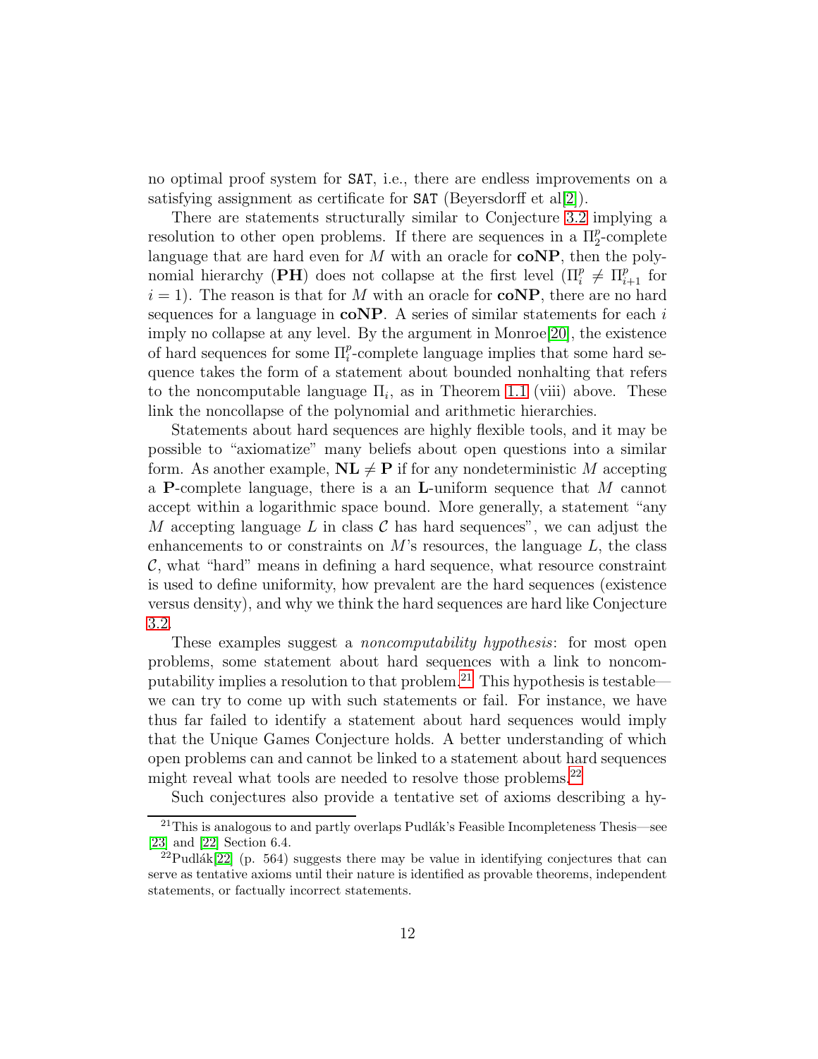no optimal proof system for SAT, i.e., there are endless improvements on a satisfying assignment as certificate for SAT (Beyersdorff et al[2]).

There are statements structurally similar to Conjecture 3.2 implying a resolution to other open problems. If there are sequences in a $\Pi_2^p$-complete language that are hard even for $M$ with an oracle for **coNP**, then the polynomial hierarchy (**PH**) does not collapse at the first level ($\Pi_i^p \neq \Pi_{i+1}^p$ for $i = 1$). The reason is that for $M$ with an oracle for **coNP**, there are no hard sequences for a language in **coNP**. A series of similar statements for each $i$ imply no collapse at any level. By the argument in Monroe[20], the existence of hard sequences for some $\Pi_i^p$-complete language implies that some hard sequence takes the form of a statement about bounded nonhalting that refers to the noncomputable language $\Pi_i$, as in Theorem 1.1 (viii) above. These link the noncollapse of the polynomial and arithmetic hierarchies.

Statements about hard sequences are highly flexible tools, and it may be possible to "axiomatize" many beliefs about open questions into a similar form. As another example, $\mathbf{NL} \neq \mathbf{P}$ if for any nondeterministic $M$ accepting a **P**-complete language, there is a an **L**-uniform sequence that $M$ cannot accept within a logarithmic space bound. More generally, a statement "any $M$ accepting language $L$ in class $\mathcal{C}$ has hard sequences", we can adjust the enhancements to or constraints on $M$'s resources, the language $L$, the class $\mathcal{C}$, what "hard" means in defining a hard sequence, what resource constraint is used to define uniformity, how prevalent are the hard sequences (existence versus density), and why we think the hard sequences are hard like Conjecture 3.2.

These examples suggest a *noncomputability hypothesis*: for most open problems, some statement about hard sequences with a link to noncomputability implies a resolution to that problem.[21] This hypothesis is testable—we can try to come up with such statements or fail. For instance, we have thus far failed to identify a statement about hard sequences would imply that the Unique Games Conjecture holds. A better understanding of which open problems can and cannot be linked to a statement about hard sequences might reveal what tools are needed to resolve those problems.[22]

Such conjectures also provide a tentative set of axioms describing a hy-

---

[21] This is analogous to and partly overlaps Pudlák's Feasible Incompleteness Thesis—see [23] and [22] Section 6.4.

[22] Pudlák[22] (p. 564) suggests there may be value in identifying conjectures that can serve as tentative axioms until their nature is identified as provable theorems, independent statements, or factually incorrect statements.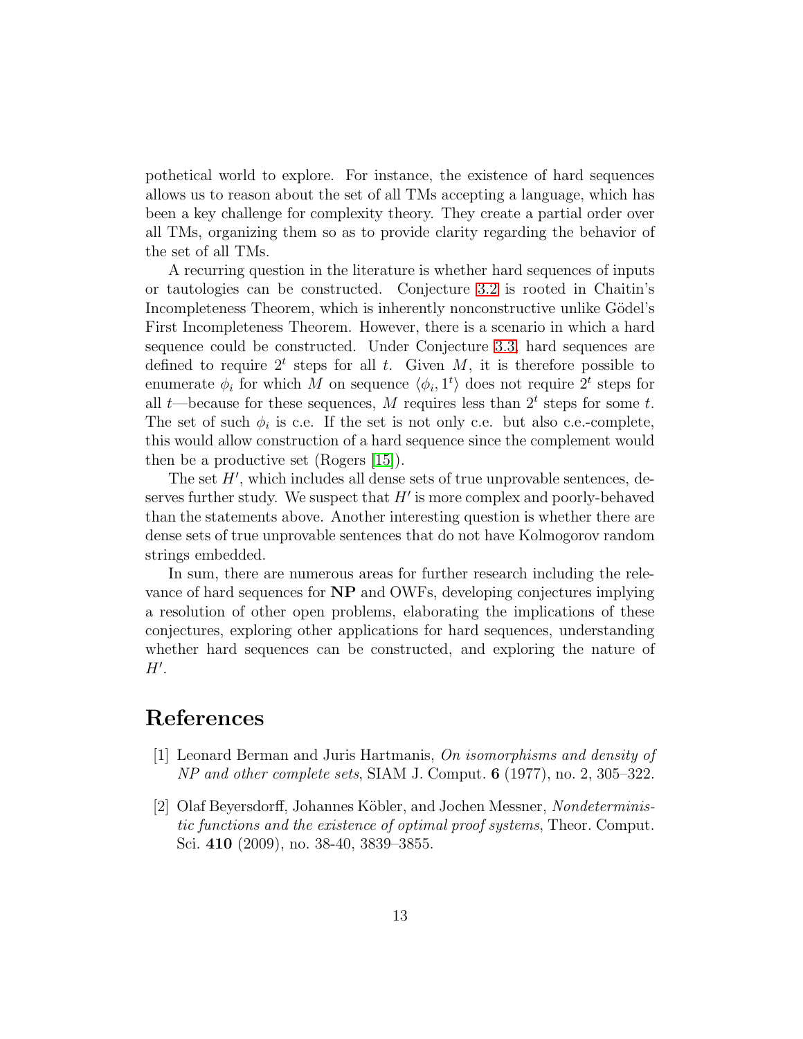pothetical world to explore. For instance, the existence of hard sequences allows us to reason about the set of all TMs accepting a language, which has been a key challenge for complexity theory. They create a partial order over all TMs, organizing them so as to provide clarity regarding the behavior of the set of all TMs.

A recurring question in the literature is whether hard sequences of inputs or tautologies can be constructed. Conjecture 3.2 is rooted in Chaitin's Incompleteness Theorem, which is inherently nonconstructive unlike Gödel's First Incompleteness Theorem. However, there is a scenario in which a hard sequence could be constructed. Under Conjecture 3.3, hard sequences are defined to require $2^t$ steps for all $t$. Given $M$, it is therefore possible to enumerate $\phi_i$ for which $M$ on sequence $\langle \phi_i, 1^t \rangle$ does not require $2^t$ steps for all $t$—because for these sequences, $M$ requires less than $2^t$ steps for some $t$. The set of such $\phi_i$ is c.e. If the set is not only c.e. but also c.e.-complete, this would allow construction of a hard sequence since the complement would then be a productive set (Rogers [15]).

The set $H'$, which includes all dense sets of true unprovable sentences, deserves further study. We suspect that $H'$ is more complex and poorly-behaved than the statements above. Another interesting question is whether there are dense sets of true unprovable sentences that do not have Kolmogorov random strings embedded.

In sum, there are numerous areas for further research including the relevance of hard sequences for **NP** and OWFs, developing conjectures implying a resolution of other open problems, elaborating the implications of these conjectures, exploring other applications for hard sequences, understanding whether hard sequences can be constructed, and exploring the nature of $H'$.

# References

[1] Leonard Berman and Juris Hartmanis, *On isomorphisms and density of NP and other complete sets*, SIAM J. Comput. **6** (1977), no. 2, 305–322.

[2] Olaf Beyersdorff, Johannes Köbler, and Jochen Messner, *Nondeterministic functions and the existence of optimal proof systems*, Theor. Comput. Sci. **410** (2009), no. 38-40, 3839–3855.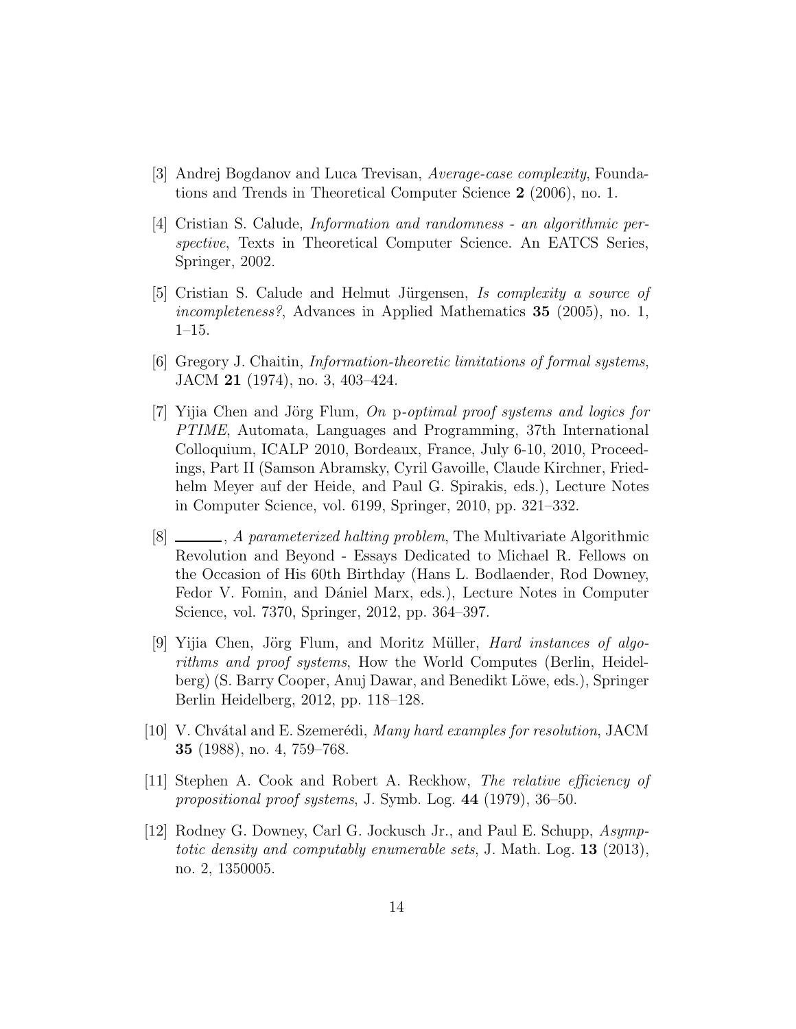[3] Andrej Bogdanov and Luca Trevisan, *Average-case complexity*, Foundations and Trends in Theoretical Computer Science **2** (2006), no. 1.

[4] Cristian S. Calude, *Information and randomness - an algorithmic perspective*, Texts in Theoretical Computer Science. An EATCS Series, Springer, 2002.

[5] Cristian S. Calude and Helmut Jürgensen, *Is complexity a source of incompleteness?*, Advances in Applied Mathematics **35** (2005), no. 1, 1–15.

[6] Gregory J. Chaitin, *Information-theoretic limitations of formal systems*, JACM **21** (1974), no. 3, 403–424.

[7] Yijia Chen and Jörg Flum, *On* p*-optimal proof systems and logics for PTIME*, Automata, Languages and Programming, 37th International Colloquium, ICALP 2010, Bordeaux, France, July 6-10, 2010, Proceedings, Part II (Samson Abramsky, Cyril Gavoille, Claude Kirchner, Friedhelm Meyer auf der Heide, and Paul G. Spirakis, eds.), Lecture Notes in Computer Science, vol. 6199, Springer, 2010, pp. 321–332.

[8] ______, *A parameterized halting problem*, The Multivariate Algorithmic Revolution and Beyond - Essays Dedicated to Michael R. Fellows on the Occasion of His 60th Birthday (Hans L. Bodlaender, Rod Downey, Fedor V. Fomin, and Dániel Marx, eds.), Lecture Notes in Computer Science, vol. 7370, Springer, 2012, pp. 364–397.

[9] Yijia Chen, Jörg Flum, and Moritz Müller, *Hard instances of algorithms and proof systems*, How the World Computes (Berlin, Heidelberg) (S. Barry Cooper, Anuj Dawar, and Benedikt Löwe, eds.), Springer Berlin Heidelberg, 2012, pp. 118–128.

[10] V. Chvátal and E. Szemerédi, *Many hard examples for resolution*, JACM **35** (1988), no. 4, 759–768.

[11] Stephen A. Cook and Robert A. Reckhow, *The relative efficiency of propositional proof systems*, J. Symb. Log. **44** (1979), 36–50.

[12] Rodney G. Downey, Carl G. Jockusch Jr., and Paul E. Schupp, *Asymptotic density and computably enumerable sets*, J. Math. Log. **13** (2013), no. 2, 1350005.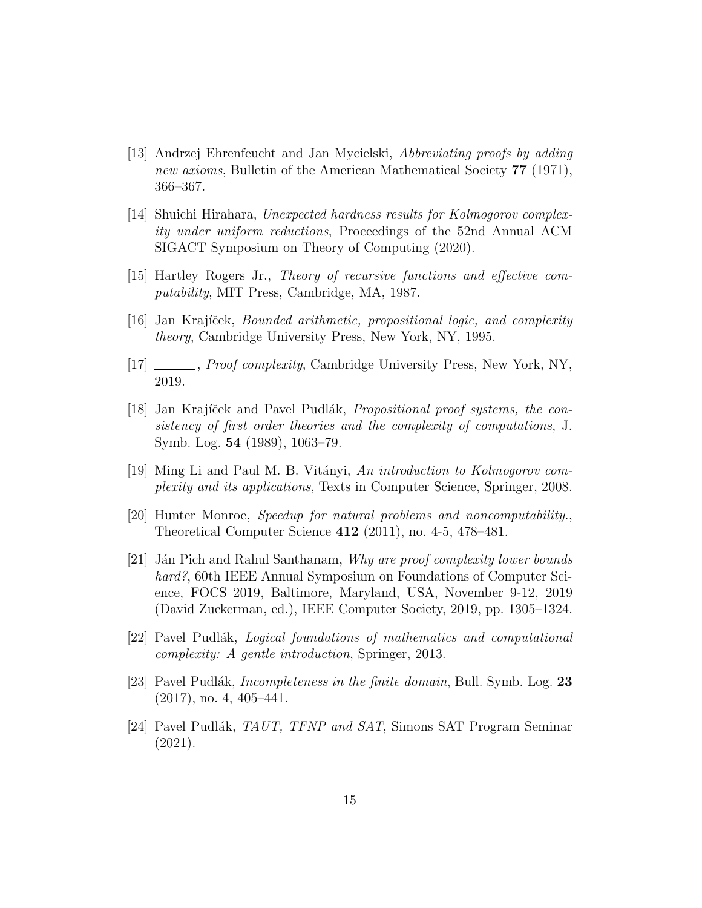[13] Andrzej Ehrenfeucht and Jan Mycielski, *Abbreviating proofs by adding new axioms*, Bulletin of the American Mathematical Society **77** (1971), 366–367.

[14] Shuichi Hirahara, *Unexpected hardness results for Kolmogorov complexity under uniform reductions*, Proceedings of the 52nd Annual ACM SIGACT Symposium on Theory of Computing (2020).

[15] Hartley Rogers Jr., *Theory of recursive functions and effective computability*, MIT Press, Cambridge, MA, 1987.

[16] Jan Krajíček, *Bounded arithmetic, propositional logic, and complexity theory*, Cambridge University Press, New York, NY, 1995.

[17] ______, *Proof complexity*, Cambridge University Press, New York, NY, 2019.

[18] Jan Krajíček and Pavel Pudlák, *Propositional proof systems, the consistency of first order theories and the complexity of computations*, J. Symb. Log. **54** (1989), 1063–79.

[19] Ming Li and Paul M. B. Vitányi, *An introduction to Kolmogorov complexity and its applications*, Texts in Computer Science, Springer, 2008.

[20] Hunter Monroe, *Speedup for natural problems and noncomputability.*, Theoretical Computer Science **412** (2011), no. 4-5, 478–481.

[21] Ján Pich and Rahul Santhanam, *Why are proof complexity lower bounds hard?*, 60th IEEE Annual Symposium on Foundations of Computer Science, FOCS 2019, Baltimore, Maryland, USA, November 9-12, 2019 (David Zuckerman, ed.), IEEE Computer Society, 2019, pp. 1305–1324.

[22] Pavel Pudlák, *Logical foundations of mathematics and computational complexity: A gentle introduction*, Springer, 2013.

[23] Pavel Pudlák, *Incompleteness in the finite domain*, Bull. Symb. Log. **23** (2017), no. 4, 405–441.

[24] Pavel Pudlák, *TAUT, TFNP and SAT*, Simons SAT Program Seminar (2021).